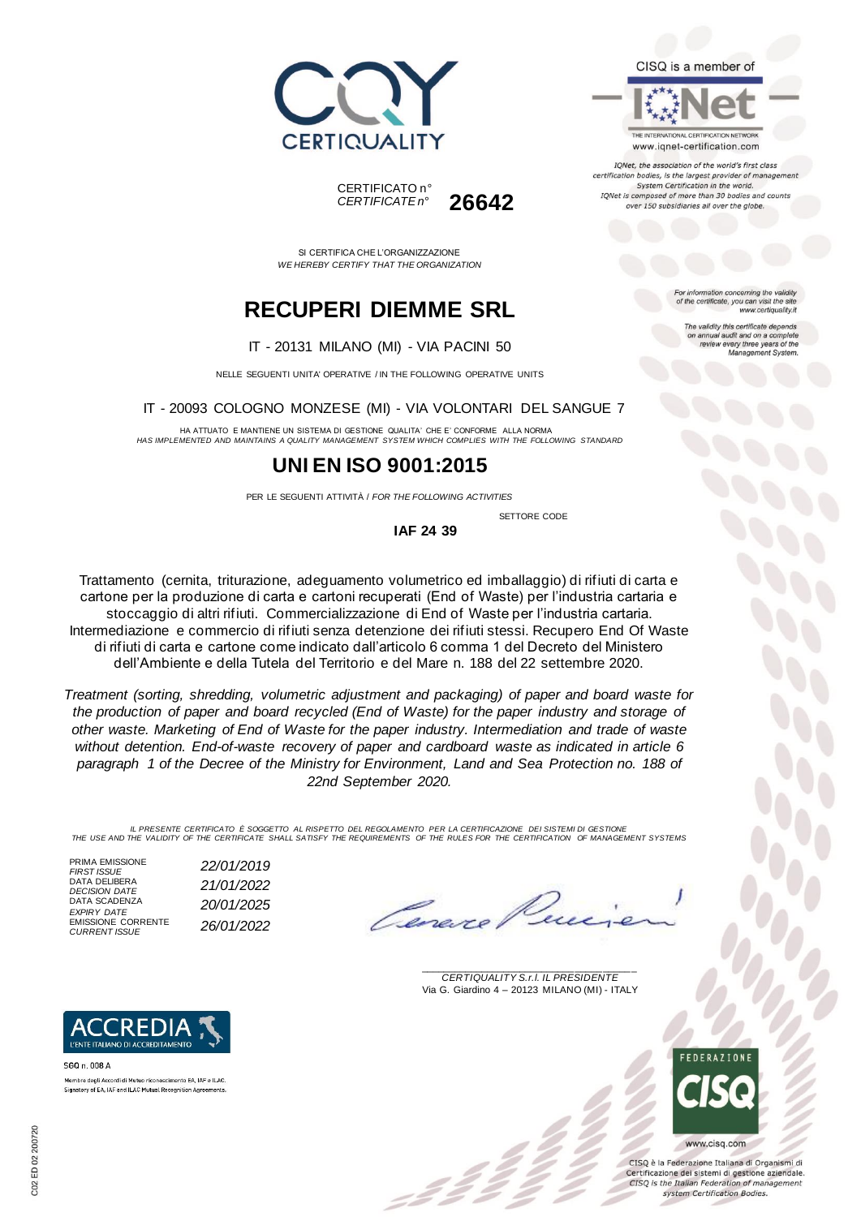CERTIQUALITY

CERTIFICATO n°
*CERTIFICATE n°* **26642**

CISQ is a member of

IQNet

THE INTERNATIONAL CERTIFICATION NETWORK
www.iqnet-certification.com

*IQNet, the association of the world's first class certification bodies, is the largest provider of management System Certification in the world. IQNet is composed of more than 30 bodies and counts over 150 subsidiaries all over the globe.*

*For information concerning the validity of the certificate, you can visit the site www.certiquality.it*

*The validity this certificate depends on annual audit and on a complete review every three years of the Management System.*

SI CERTIFICA CHE L'ORGANIZZAZIONE
*WE HEREBY CERTIFY THAT THE ORGANIZATION*

# RECUPERI DIEMME SRL

IT - 20131 MILANO (MI) - VIA PACINI 50

NELLE SEGUENTI UNITA' OPERATIVE / IN THE FOLLOWING OPERATIVE UNITS

IT - 20093 COLOGNO MONZESE (MI) - VIA VOLONTARI DEL SANGUE 7

HA ATTUATO E MANTIENE UN SISTEMA DI GESTIONE QUALITA' CHE E' CONFORME ALLA NORMA
*HAS IMPLEMENTED AND MAINTAINS A QUALITY MANAGEMENT SYSTEM WHICH COMPLIES WITH THE FOLLOWING STANDARD*

# UNI EN ISO 9001:2015

PER LE SEGUENTI ATTIVITÀ / *FOR THE FOLLOWING ACTIVITIES*

SETTORE CODE
**IAF 24 39**

Trattamento (cernita, triturazione, adeguamento volumetrico ed imballaggio) di rifiuti di carta e cartone per la produzione di carta e cartoni recuperati (End of Waste) per l'industria cartaria e stoccaggio di altri rifiuti. Commercializzazione di End of Waste per l'industria cartaria. Intermediazione e commercio di rifiuti senza detenzione dei rifiuti stessi. Recupero End Of Waste di rifiuti di carta e cartone come indicato dall'articolo 6 comma 1 del Decreto del Ministero dell'Ambiente e della Tutela del Territorio e del Mare n. 188 del 22 settembre 2020.

*Treatment (sorting, shredding, volumetric adjustment and packaging) of paper and board waste for the production of paper and board recycled (End of Waste) for the paper industry and storage of other waste. Marketing of End of Waste for the paper industry. Intermediation and trade of waste without detention. End-of-waste recovery of paper and cardboard waste as indicated in article 6 paragraph 1 of the Decree of the Ministry for Environment, Land and Sea Protection no. 188 of 22nd September 2020.*

*IL PRESENTE CERTIFICATO È SOGGETTO AL RISPETTO DEL REGOLAMENTO PER LA CERTIFICAZIONE DEI SISTEMI DI GESTIONE*
*THE USE AND THE VALIDITY OF THE CERTIFICATE SHALL SATISFY THE REQUIREMENTS OF THE RULES FOR THE CERTIFICATION OF MANAGEMENT SYSTEMS*

| | |
|---|---|
| PRIMA EMISSIONE *FIRST ISSUE* | *22/01/2019* |
| DATA DELIBERA *DECISION DATE* | *21/01/2022* |
| DATA SCADENZA *EXPIRY DATE* | *20/01/2025* |
| EMISSIONE CORRENTE *CURRENT ISSUE* | *26/01/2022* |

*CERTIQUALITY S.r.l. IL PRESIDENTE*
Via G. Giardino 4 – 20123 MILANO (MI) - ITALY

ACCREDIA
L'ENTE ITALIANO DI ACCREDITAMENTO

SGQ n. 008 A

Membro degli Accordi di Mutuo riconoscimento EA, IAF e ILAC.
Signatory of EA, IAF and ILAC Mutual Recognition Agreements.

FEDERAZIONE CISQ

www.cisq.com

CISQ è la Federazione Italiana di Organismi di Certificazione dei sistemi di gestione aziendale.
*CISQ is the Italian Federation of management system Certification Bodies.*

C02 ED 02 200720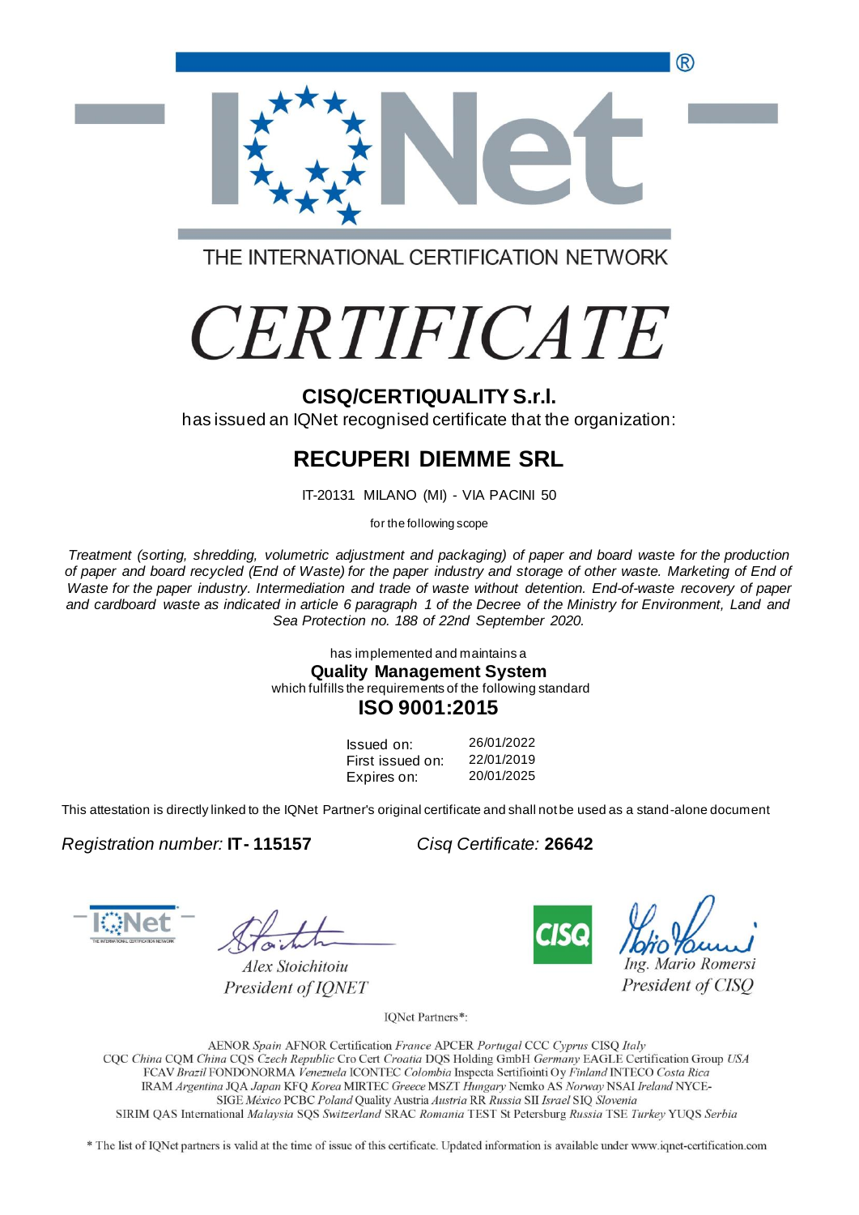THE INTERNATIONAL CERTIFICATION NETWORK

# CERTIFICATE

## CISQ/CERTIQUALITY S.r.l.

has issued an IQNet recognised certificate that the organization:

## RECUPERI DIEMME SRL

IT-20131 MILANO (MI) - VIA PACINI 50

for the following scope

*Treatment (sorting, shredding, volumetric adjustment and packaging) of paper and board waste for the production of paper and board recycled (End of Waste) for the paper industry and storage of other waste. Marketing of End of Waste for the paper industry. Intermediation and trade of waste without detention. End-of-waste recovery of paper and cardboard waste as indicated in article 6 paragraph 1 of the Decree of the Ministry for Environment, Land and Sea Protection no. 188 of 22nd September 2020.*

has implemented and maintains a

**Quality Management System**

which fulfills the requirements of the following standard

**ISO 9001:2015**

| | |
|---|---|
| Issued on: | 26/01/2022 |
| First issued on: | 22/01/2019 |
| Expires on: | 20/01/2025 |

This attestation is directly linked to the IQNet Partner's original certificate and shall not be used as a stand-alone document

*Registration number:* **IT - 115157** *Cisq Certificate:* **26642**

*Alex Stoichitoiu*
*President of IQNET*

*Ing. Mario Romersi*
*President of CISQ*

IQNet Partners*:

AENOR *Spain* AFNOR Certification *France* APCER *Portugal* CCC *Cyprus* CISQ *Italy*
CQC *China* CQM *China* CQS *Czech Republic* Cro Cert *Croatia* DQS Holding GmbH *Germany* EAGLE Certification Group *USA*
FCAV *Brazil* FONDONORMA *Venezuela* ICONTEC *Colombia* Inspecta Sertifiointi Oy *Finland* INTECO *Costa Rica*
IRAM *Argentina* JQA *Japan* KFQ *Korea* MIRTEC *Greece* MSZT *Hungary* Nemko AS *Norway* NSAI *Ireland* NYCE-SIGE *México* PCBC *Poland* Quality Austria *Austria* RR *Russia* SII *Israel* SIQ *Slovenia*
SIRIM QAS International *Malaysia* SQS *Switzerland* SRAC *Romania* TEST St Petersburg *Russia* TSE *Turkey* YUQS *Serbia*

\* The list of IQNet partners is valid at the time of issue of this certificate. Updated information is available under www.iqnet-certification.com